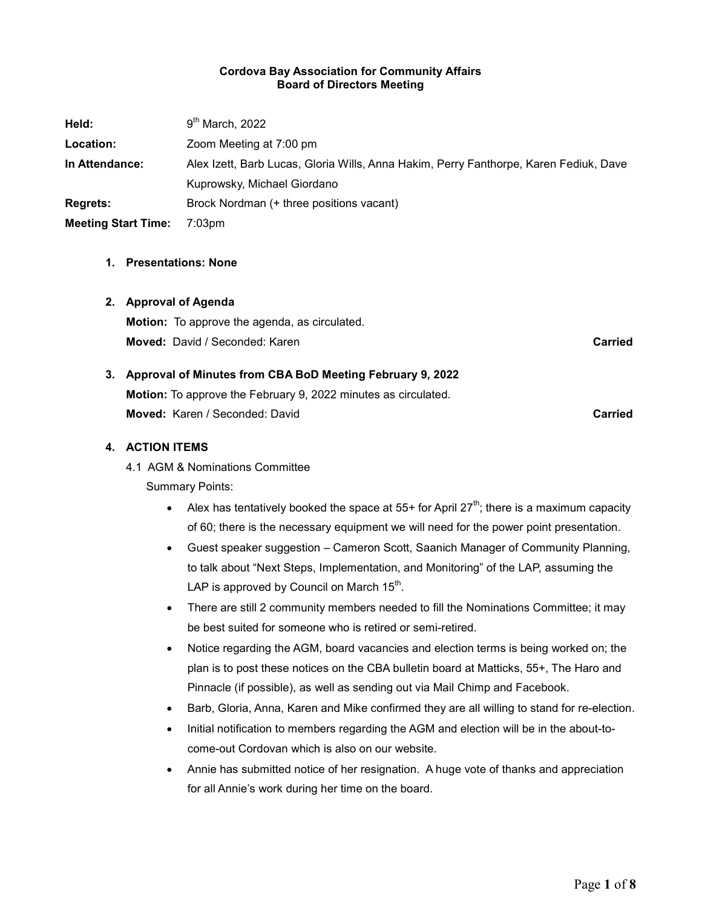**Cordova Bay Association for Community Affairs**
**Board of Directors Meeting**

| | |
|---|---|
| **Held:** | 9th March, 2022 |
| **Location:** | Zoom Meeting at 7:00 pm |
| **In Attendance:** | Alex Izett, Barb Lucas, Gloria Wills, Anna Hakim, Perry Fanthorpe, Karen Fediuk, Dave Kuprowsky, Michael Giordano |
| **Regrets:** | Brock Nordman (+ three positions vacant) |
| **Meeting Start Time:** | 7:03pm |

1. **Presentations: None**

2. **Approval of Agenda**

   **Motion:** To approve the agenda, as circulated.

   **Moved:** David / Seconded: Karen **Carried**

3. **Approval of Minutes from CBA BoD Meeting February 9, 2022**

   **Motion:** To approve the February 9, 2022 minutes as circulated.

   **Moved:** Karen / Seconded: David **Carried**

4. **ACTION ITEMS**

   4.1 AGM & Nominations Committee

   Summary Points:

   - Alex has tentatively booked the space at 55+ for April 27th; there is a maximum capacity of 60; there is the necessary equipment we will need for the power point presentation.
   - Guest speaker suggestion – Cameron Scott, Saanich Manager of Community Planning, to talk about "Next Steps, Implementation, and Monitoring" of the LAP, assuming the LAP is approved by Council on March 15th.
   - There are still 2 community members needed to fill the Nominations Committee; it may be best suited for someone who is retired or semi-retired.
   - Notice regarding the AGM, board vacancies and election terms is being worked on; the plan is to post these notices on the CBA bulletin board at Matticks, 55+, The Haro and Pinnacle (if possible), as well as sending out via Mail Chimp and Facebook.
   - Barb, Gloria, Anna, Karen and Mike confirmed they are all willing to stand for re-election.
   - Initial notification to members regarding the AGM and election will be in the about-to-come-out Cordovan which is also on our website.
   - Annie has submitted notice of her resignation. A huge vote of thanks and appreciation for all Annie's work during her time on the board.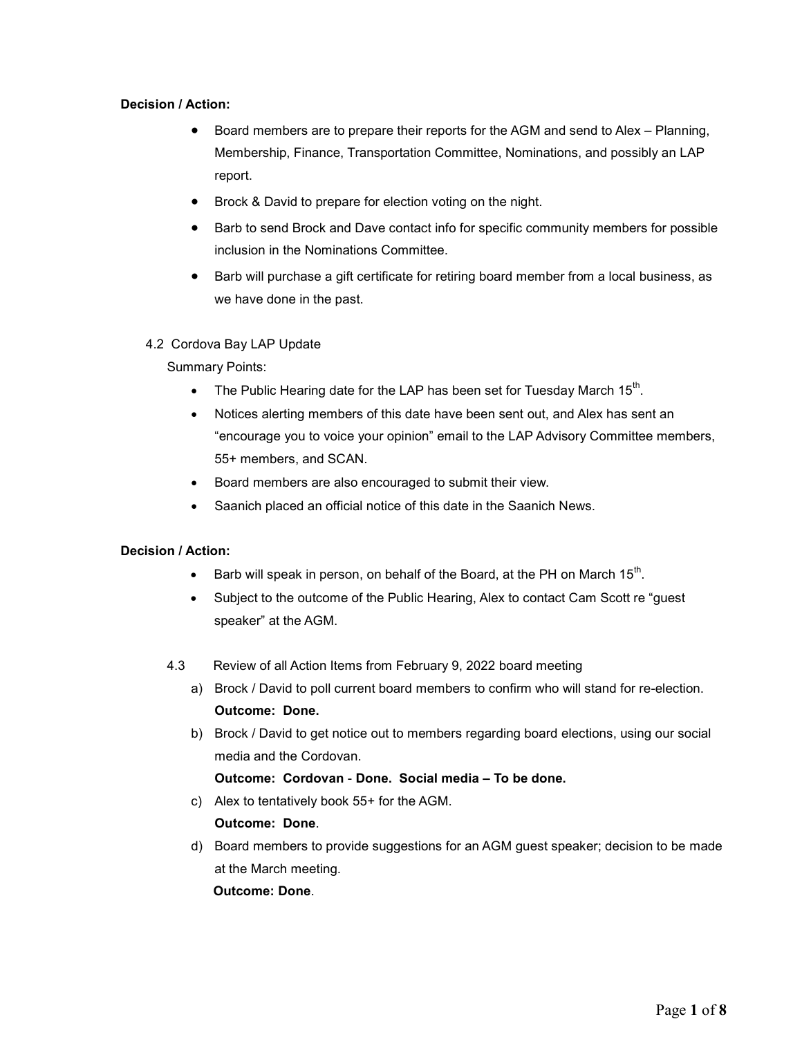**Decision / Action:**

- Board members are to prepare their reports for the AGM and send to Alex – Planning, Membership, Finance, Transportation Committee, Nominations, and possibly an LAP report.
- Brock & David to prepare for election voting on the night.
- Barb to send Brock and Dave contact info for specific community members for possible inclusion in the Nominations Committee.
- Barb will purchase a gift certificate for retiring board member from a local business, as we have done in the past.

4.2 Cordova Bay LAP Update

Summary Points:

- The Public Hearing date for the LAP has been set for Tuesday March 15th.
- Notices alerting members of this date have been sent out, and Alex has sent an "encourage you to voice your opinion" email to the LAP Advisory Committee members, 55+ members, and SCAN.
- Board members are also encouraged to submit their view.
- Saanich placed an official notice of this date in the Saanich News.

**Decision / Action:**

- Barb will speak in person, on behalf of the Board, at the PH on March 15th.
- Subject to the outcome of the Public Hearing, Alex to contact Cam Scott re "guest speaker" at the AGM.

4.3 Review of all Action Items from February 9, 2022 board meeting

a) Brock / David to poll current board members to confirm who will stand for re-election.
   **Outcome: Done.**

b) Brock / David to get notice out to members regarding board elections, using our social media and the Cordovan.
   **Outcome: Cordovan - Done. Social media – To be done.**

c) Alex to tentatively book 55+ for the AGM.
   **Outcome: Done**.

d) Board members to provide suggestions for an AGM guest speaker; decision to be made at the March meeting.
   **Outcome: Done**.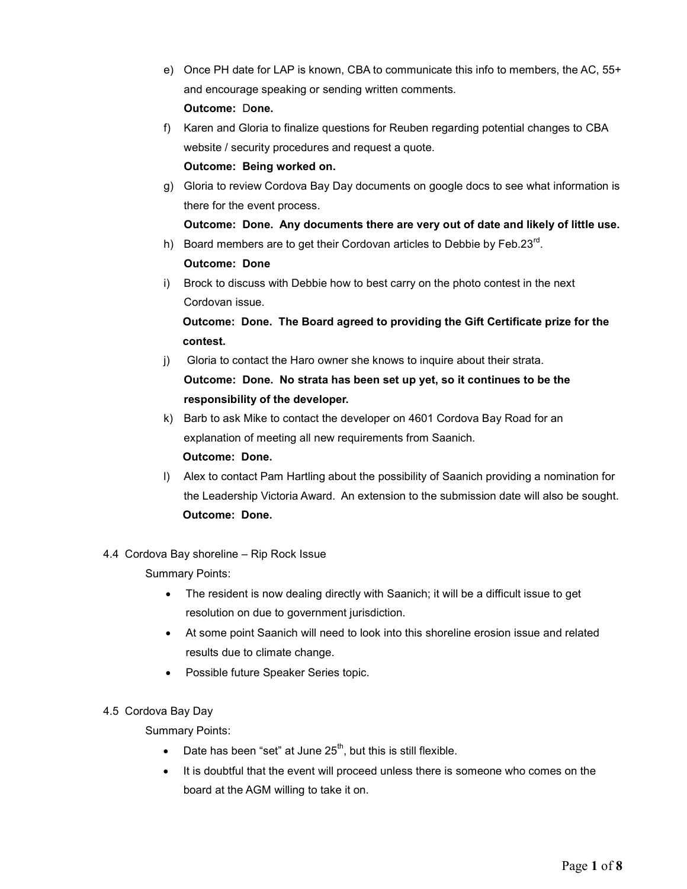e) Once PH date for LAP is known, CBA to communicate this info to members, the AC, 55+ and encourage speaking or sending written comments.
   **Outcome: Done.**

f) Karen and Gloria to finalize questions for Reuben regarding potential changes to CBA website / security procedures and request a quote.
   **Outcome: Being worked on.**

g) Gloria to review Cordova Bay Day documents on google docs to see what information is there for the event process.
   **Outcome: Done. Any documents there are very out of date and likely of little use.**

h) Board members are to get their Cordovan articles to Debbie by Feb.23rd.
   **Outcome: Done**

i) Brock to discuss with Debbie how to best carry on the photo contest in the next Cordovan issue.
   **Outcome: Done. The Board agreed to providing the Gift Certificate prize for the contest.**

j) Gloria to contact the Haro owner she knows to inquire about their strata.
   **Outcome: Done. No strata has been set up yet, so it continues to be the responsibility of the developer.**

k) Barb to ask Mike to contact the developer on 4601 Cordova Bay Road for an explanation of meeting all new requirements from Saanich.
   **Outcome: Done.**

l) Alex to contact Pam Hartling about the possibility of Saanich providing a nomination for the Leadership Victoria Award. An extension to the submission date will also be sought.
   **Outcome: Done.**

4.4 Cordova Bay shoreline – Rip Rock Issue

Summary Points:

- The resident is now dealing directly with Saanich; it will be a difficult issue to get resolution on due to government jurisdiction.
- At some point Saanich will need to look into this shoreline erosion issue and related results due to climate change.
- Possible future Speaker Series topic.

4.5 Cordova Bay Day

Summary Points:

- Date has been "set" at June 25th, but this is still flexible.
- It is doubtful that the event will proceed unless there is someone who comes on the board at the AGM willing to take it on.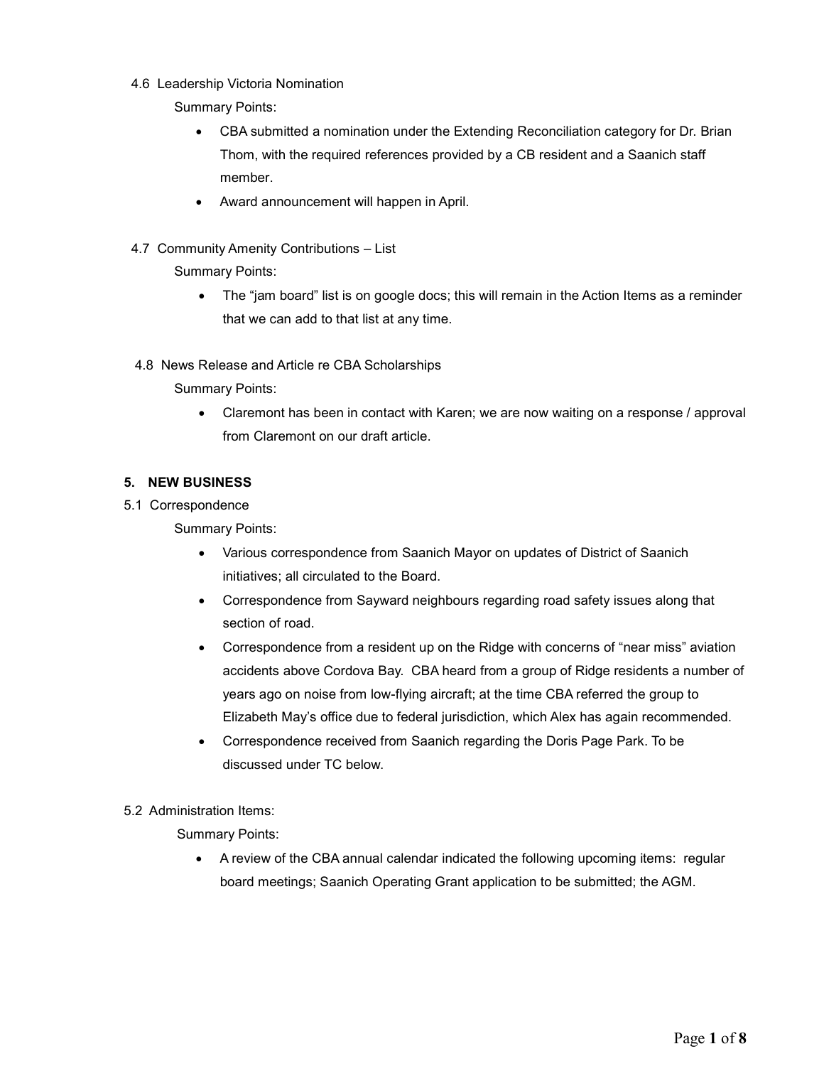4.6 Leadership Victoria Nomination

Summary Points:

- CBA submitted a nomination under the Extending Reconciliation category for Dr. Brian Thom, with the required references provided by a CB resident and a Saanich staff member.
- Award announcement will happen in April.

4.7 Community Amenity Contributions – List

Summary Points:

- The “jam board” list is on google docs; this will remain in the Action Items as a reminder that we can add to that list at any time.

4.8 News Release and Article re CBA Scholarships

Summary Points:

- Claremont has been in contact with Karen; we are now waiting on a response / approval from Claremont on our draft article.

**5. NEW BUSINESS**

5.1 Correspondence

Summary Points:

- Various correspondence from Saanich Mayor on updates of District of Saanich initiatives; all circulated to the Board.
- Correspondence from Sayward neighbours regarding road safety issues along that section of road.
- Correspondence from a resident up on the Ridge with concerns of “near miss” aviation accidents above Cordova Bay. CBA heard from a group of Ridge residents a number of years ago on noise from low-flying aircraft; at the time CBA referred the group to Elizabeth May’s office due to federal jurisdiction, which Alex has again recommended.
- Correspondence received from Saanich regarding the Doris Page Park. To be discussed under TC below.

5.2 Administration Items:

Summary Points:

- A review of the CBA annual calendar indicated the following upcoming items: regular board meetings; Saanich Operating Grant application to be submitted; the AGM.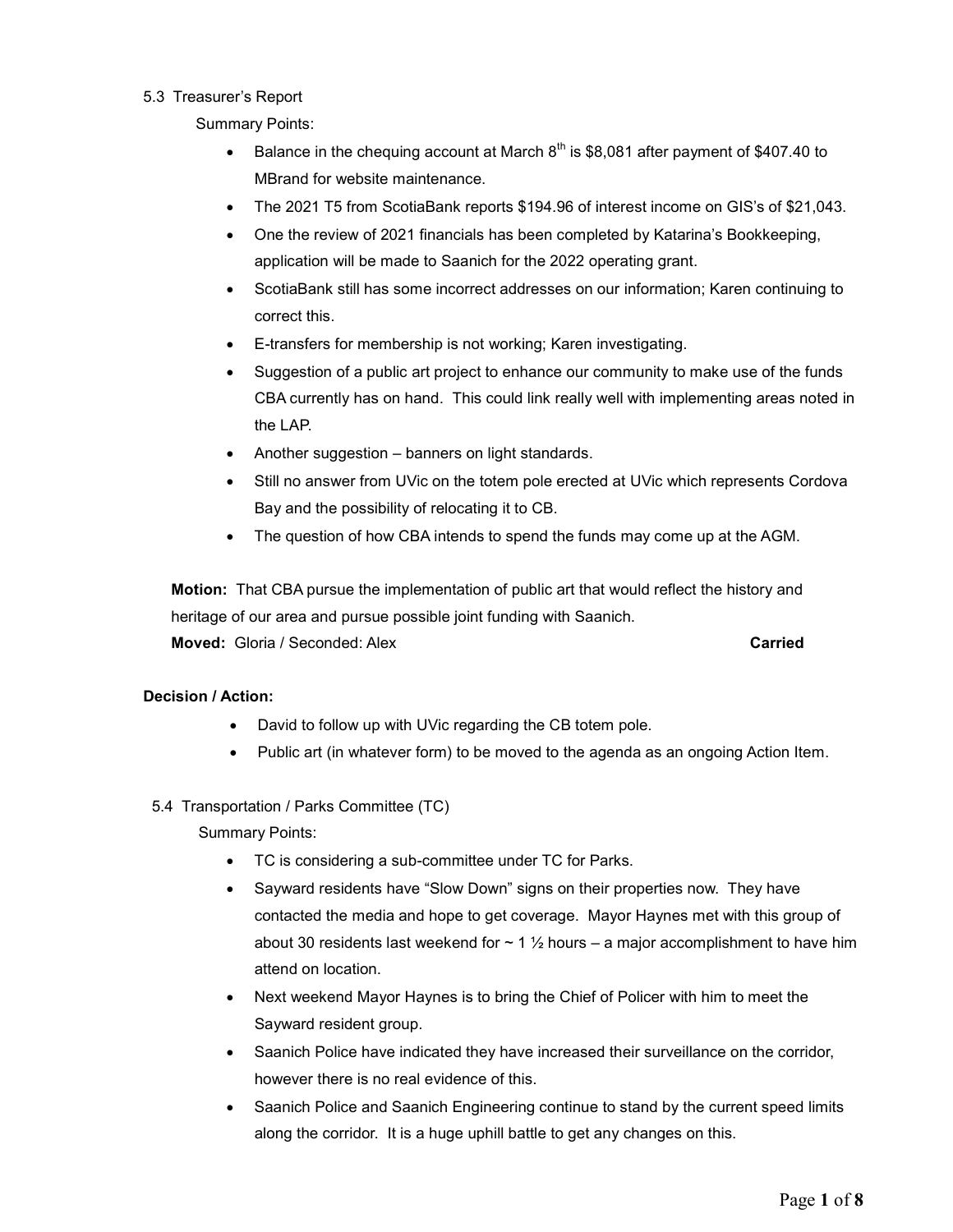5.3 Treasurer's Report

Summary Points:

- Balance in the chequing account at March 8th is $8,081 after payment of $407.40 to MBrand for website maintenance.
- The 2021 T5 from ScotiaBank reports $194.96 of interest income on GIS's of $21,043.
- One the review of 2021 financials has been completed by Katarina's Bookkeeping, application will be made to Saanich for the 2022 operating grant.
- ScotiaBank still has some incorrect addresses on our information; Karen continuing to correct this.
- E-transfers for membership is not working; Karen investigating.
- Suggestion of a public art project to enhance our community to make use of the funds CBA currently has on hand. This could link really well with implementing areas noted in the LAP.
- Another suggestion – banners on light standards.
- Still no answer from UVic on the totem pole erected at UVic which represents Cordova Bay and the possibility of relocating it to CB.
- The question of how CBA intends to spend the funds may come up at the AGM.

**Motion:** That CBA pursue the implementation of public art that would reflect the history and heritage of our area and pursue possible joint funding with Saanich.
**Moved:** Gloria / Seconded: Alex **Carried**

**Decision / Action:**

- David to follow up with UVic regarding the CB totem pole.
- Public art (in whatever form) to be moved to the agenda as an ongoing Action Item.

5.4 Transportation / Parks Committee (TC)

Summary Points:

- TC is considering a sub-committee under TC for Parks.
- Sayward residents have "Slow Down" signs on their properties now. They have contacted the media and hope to get coverage. Mayor Haynes met with this group of about 30 residents last weekend for ~ 1 ½ hours – a major accomplishment to have him attend on location.
- Next weekend Mayor Haynes is to bring the Chief of Policer with him to meet the Sayward resident group.
- Saanich Police have indicated they have increased their surveillance on the corridor, however there is no real evidence of this.
- Saanich Police and Saanich Engineering continue to stand by the current speed limits along the corridor. It is a huge uphill battle to get any changes on this.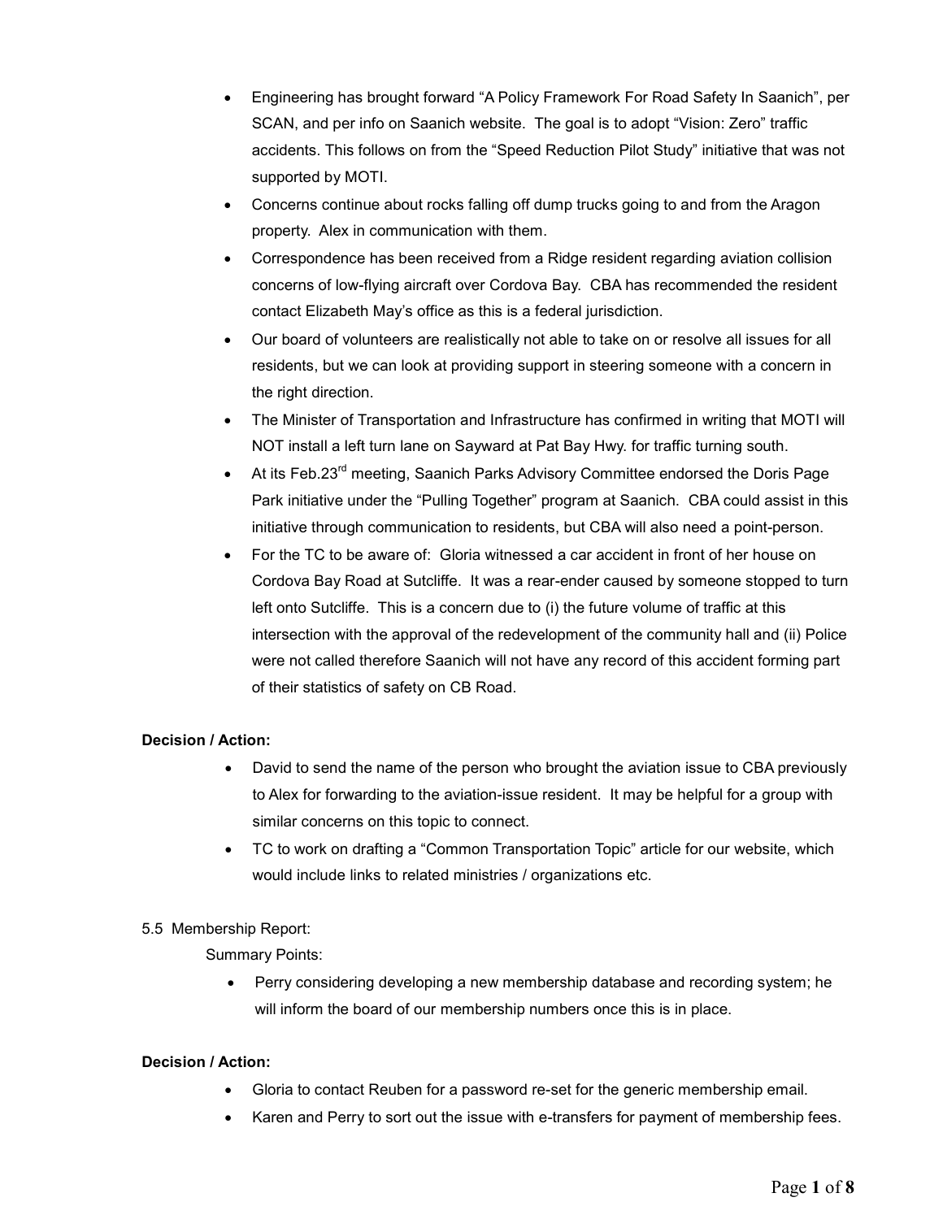- Engineering has brought forward "A Policy Framework For Road Safety In Saanich", per SCAN, and per info on Saanich website. The goal is to adopt "Vision: Zero" traffic accidents. This follows on from the "Speed Reduction Pilot Study" initiative that was not supported by MOTI.
- Concerns continue about rocks falling off dump trucks going to and from the Aragon property. Alex in communication with them.
- Correspondence has been received from a Ridge resident regarding aviation collision concerns of low-flying aircraft over Cordova Bay. CBA has recommended the resident contact Elizabeth May's office as this is a federal jurisdiction.
- Our board of volunteers are realistically not able to take on or resolve all issues for all residents, but we can look at providing support in steering someone with a concern in the right direction.
- The Minister of Transportation and Infrastructure has confirmed in writing that MOTI will NOT install a left turn lane on Sayward at Pat Bay Hwy. for traffic turning south.
- At its Feb.23rd meeting, Saanich Parks Advisory Committee endorsed the Doris Page Park initiative under the "Pulling Together" program at Saanich. CBA could assist in this initiative through communication to residents, but CBA will also need a point-person.
- For the TC to be aware of: Gloria witnessed a car accident in front of her house on Cordova Bay Road at Sutcliffe. It was a rear-ender caused by someone stopped to turn left onto Sutcliffe. This is a concern due to (i) the future volume of traffic at this intersection with the approval of the redevelopment of the community hall and (ii) Police were not called therefore Saanich will not have any record of this accident forming part of their statistics of safety on CB Road.

**Decision / Action:**

- David to send the name of the person who brought the aviation issue to CBA previously to Alex for forwarding to the aviation-issue resident. It may be helpful for a group with similar concerns on this topic to connect.
- TC to work on drafting a "Common Transportation Topic" article for our website, which would include links to related ministries / organizations etc.

5.5 Membership Report:

Summary Points:

- Perry considering developing a new membership database and recording system; he will inform the board of our membership numbers once this is in place.

**Decision / Action:**

- Gloria to contact Reuben for a password re-set for the generic membership email.
- Karen and Perry to sort out the issue with e-transfers for payment of membership fees.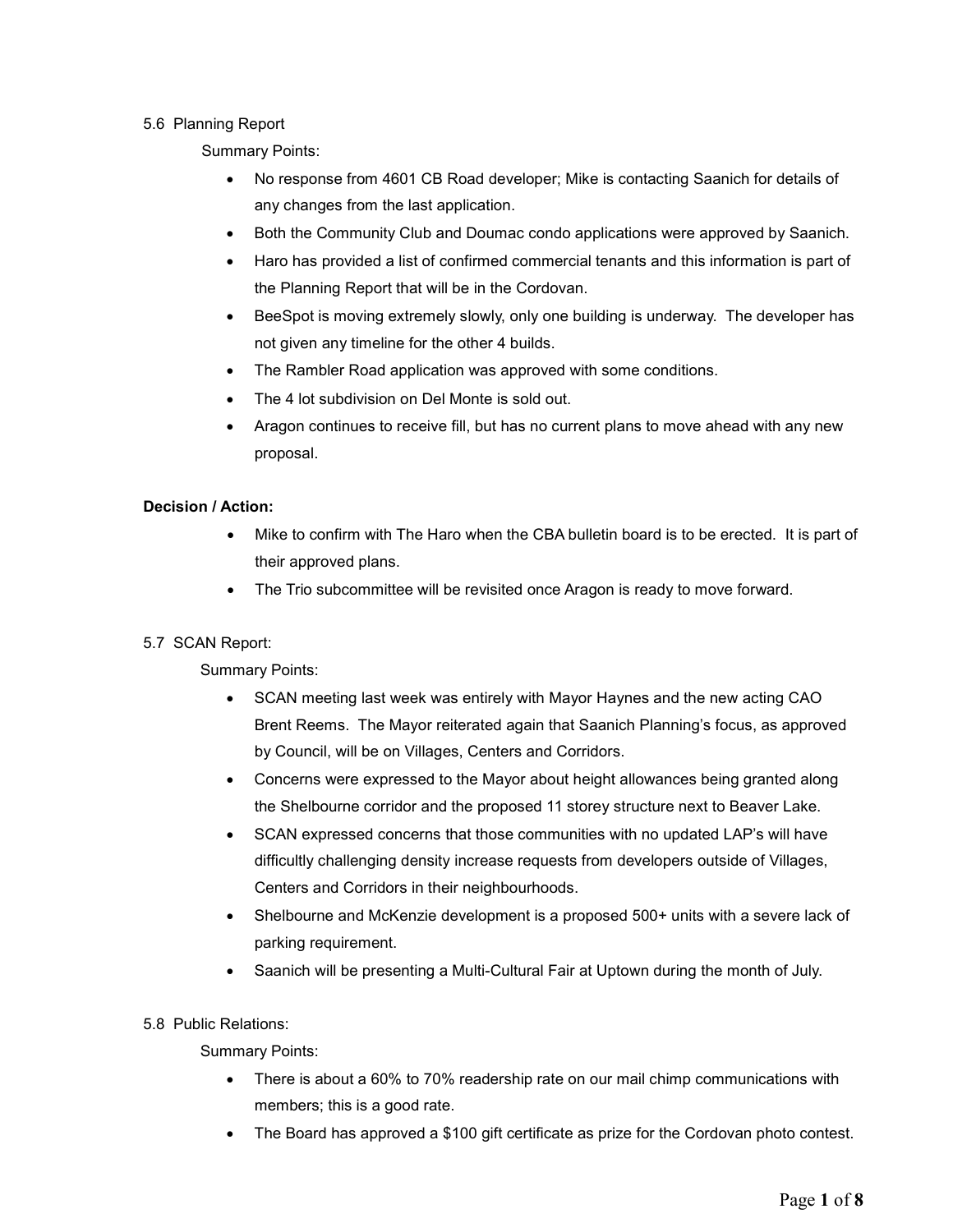5.6 Planning Report

Summary Points:

- No response from 4601 CB Road developer; Mike is contacting Saanich for details of any changes from the last application.
- Both the Community Club and Doumac condo applications were approved by Saanich.
- Haro has provided a list of confirmed commercial tenants and this information is part of the Planning Report that will be in the Cordovan.
- BeeSpot is moving extremely slowly, only one building is underway. The developer has not given any timeline for the other 4 builds.
- The Rambler Road application was approved with some conditions.
- The 4 lot subdivision on Del Monte is sold out.
- Aragon continues to receive fill, but has no current plans to move ahead with any new proposal.

**Decision / Action:**

- Mike to confirm with The Haro when the CBA bulletin board is to be erected. It is part of their approved plans.
- The Trio subcommittee will be revisited once Aragon is ready to move forward.

5.7 SCAN Report:

Summary Points:

- SCAN meeting last week was entirely with Mayor Haynes and the new acting CAO Brent Reems. The Mayor reiterated again that Saanich Planning's focus, as approved by Council, will be on Villages, Centers and Corridors.
- Concerns were expressed to the Mayor about height allowances being granted along the Shelbourne corridor and the proposed 11 storey structure next to Beaver Lake.
- SCAN expressed concerns that those communities with no updated LAP's will have difficultly challenging density increase requests from developers outside of Villages, Centers and Corridors in their neighbourhoods.
- Shelbourne and McKenzie development is a proposed 500+ units with a severe lack of parking requirement.
- Saanich will be presenting a Multi-Cultural Fair at Uptown during the month of July.

5.8 Public Relations:

Summary Points:

- There is about a 60% to 70% readership rate on our mail chimp communications with members; this is a good rate.
- The Board has approved a $100 gift certificate as prize for the Cordovan photo contest.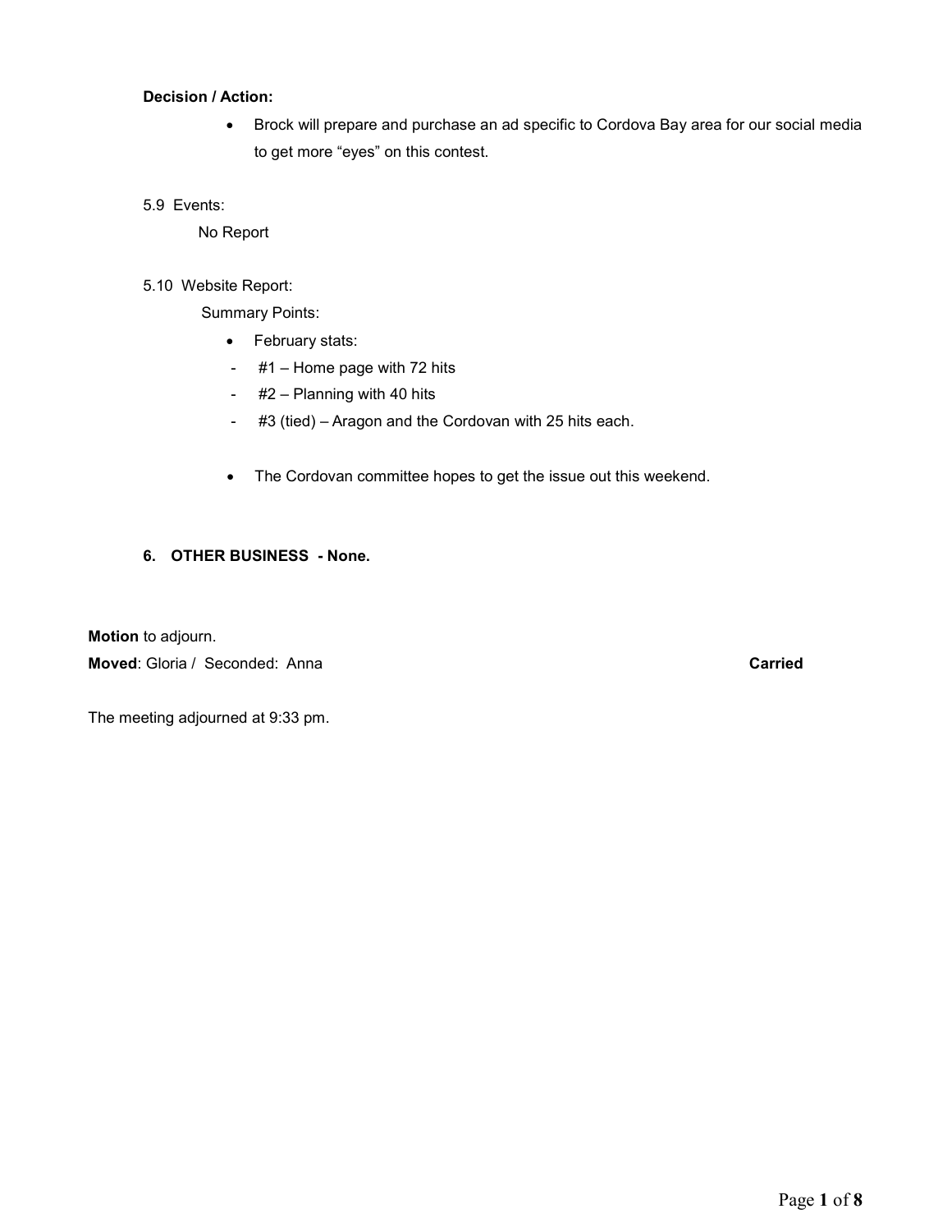**Decision / Action:**

- Brock will prepare and purchase an ad specific to Cordova Bay area for our social media to get more "eyes" on this contest.

5.9 Events:

No Report

5.10 Website Report:

Summary Points:

- February stats:
  - #1 – Home page with 72 hits
  - #2 – Planning with 40 hits
  - #3 (tied) – Aragon and the Cordovan with 25 hits each.

- The Cordovan committee hopes to get the issue out this weekend.

**6. OTHER BUSINESS - None.**

**Motion** to adjourn.

**Moved**: Gloria / Seconded: Anna **Carried**

The meeting adjourned at 9:33 pm.